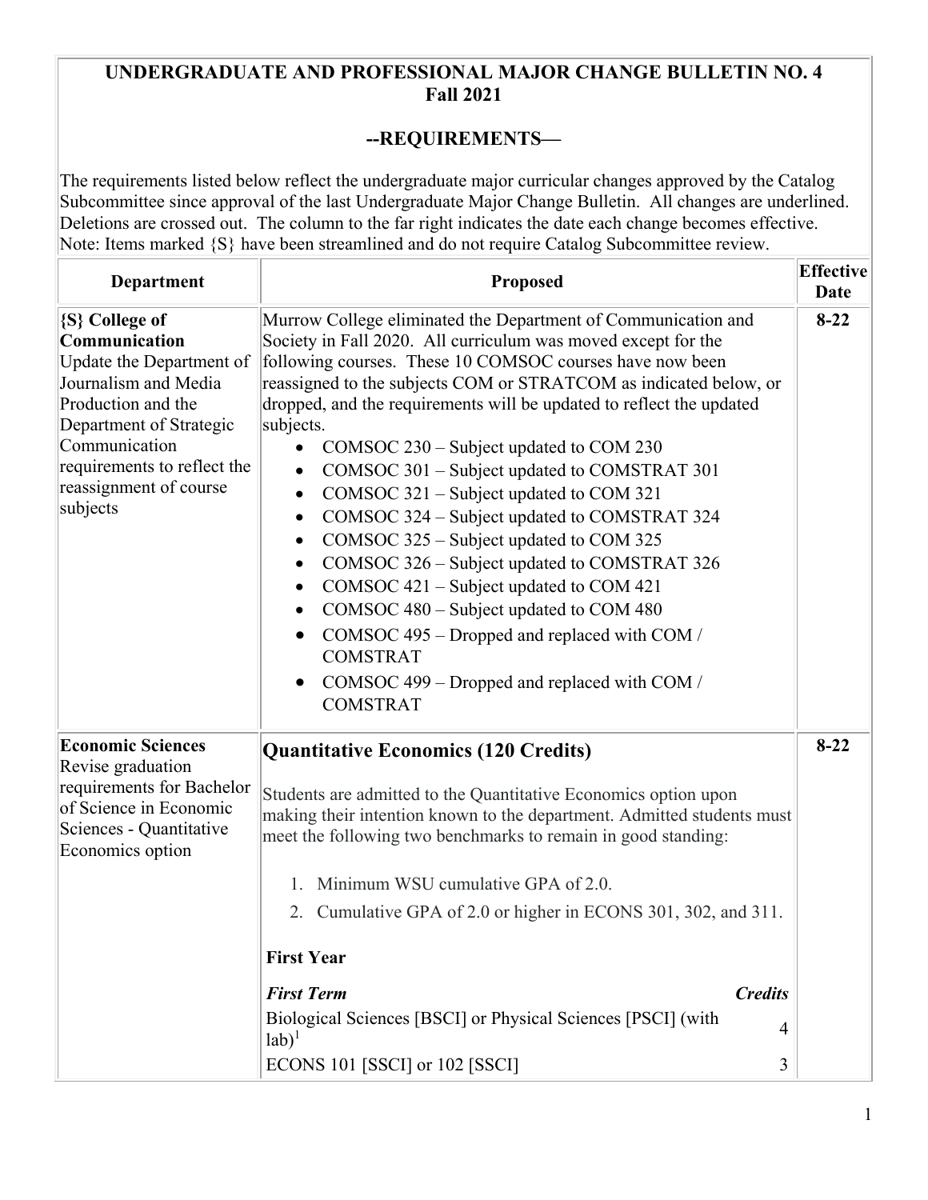# UNDERGRADUATE AND PROFESSIONAL MAJOR CHANGE BULLETIN NO. 4
## Fall 2021

## --REQUIREMENTS—

The requirements listed below reflect the undergraduate major curricular changes approved by the Catalog Subcommittee since approval of the last Undergraduate Major Change Bulletin. All changes are underlined. Deletions are crossed out. The column to the far right indicates the date each change becomes effective. Note: Items marked {S} have been streamlined and do not require Catalog Subcommittee review.

| Department | Proposed | Effective Date |
|---|---|---|
| **{S} College of Communication**<br>Update the Department of Journalism and Media Production and the Department of Strategic Communication requirements to reflect the reassignment of course subjects | Murrow College eliminated the Department of Communication and Society in Fall 2020. All curriculum was moved except for the following courses. These 10 COMSOC courses have now been reassigned to the subjects COM or STRATCOM as indicated below, or dropped, and the requirements will be updated to reflect the updated subjects.<br>• COMSOC 230 – Subject updated to COM 230<br>• COMSOC 301 – Subject updated to COMSTRAT 301<br>• COMSOC 321 – Subject updated to COM 321<br>• COMSOC 324 – Subject updated to COMSTRAT 324<br>• COMSOC 325 – Subject updated to COM 325<br>• COMSOC 326 – Subject updated to COMSTRAT 326<br>• COMSOC 421 – Subject updated to COM 421<br>• COMSOC 480 – Subject updated to COM 480<br>• COMSOC 495 – Dropped and replaced with COM / COMSTRAT<br>• COMSOC 499 – Dropped and replaced with COM / COMSTRAT | **8-22** |
| **Economic Sciences**<br>Revise graduation requirements for Bachelor of Science in Economic Sciences - Quantitative Economics option | **Quantitative Economics (120 Credits)**<br><br>Students are admitted to the Quantitative Economics option upon making their intention known to the department. Admitted students must meet the following two benchmarks to remain in good standing:<br><br>1. Minimum WSU cumulative GPA of 2.0.<br>2. Cumulative GPA of 2.0 or higher in ECONS 301, 302, and 311.<br><br>**First Year**<br><br>***First Term*** — ***Credits***<br>Biological Sciences [BSCI] or Physical Sciences [PSCI] (with lab)[1] — 4<br>ECONS 101 [SSCI] or 102 [SSCI] — 3 | **8-22** |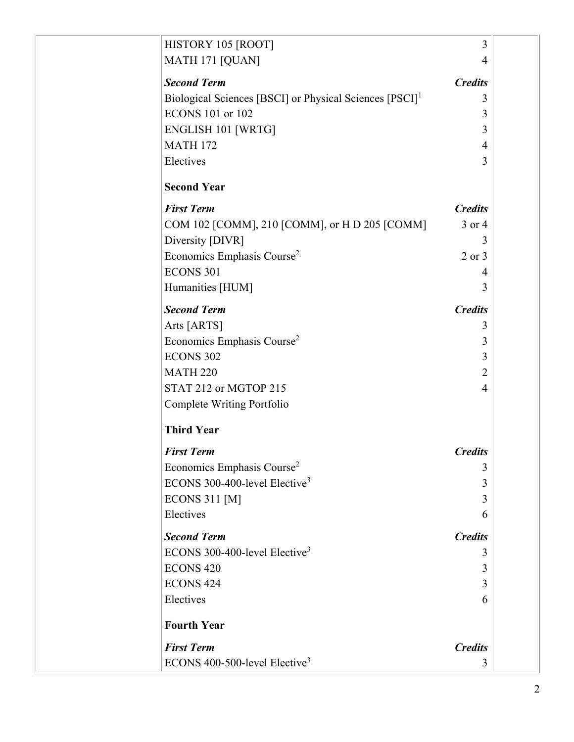| | | |
|---|---|---|
| HISTORY 105 [ROOT] | 3 | |
| MATH 171 [QUAN] | 4 | |
| ***Second Term*** | ***Credits*** | |
| Biological Sciences [BSCI] or Physical Sciences [PSCI][1] | 3 | |
| ECONS 101 or 102 | 3 | |
| ENGLISH 101 [WRTG] | 3 | |
| MATH 172 | 4 | |
| Electives | 3 | |
| **Second Year** | | |
| ***First Term*** | ***Credits*** | |
| COM 102 [COMM], 210 [COMM], or H D 205 [COMM] | 3 or 4 | |
| Diversity [DIVR] | 3 | |
| Economics Emphasis Course[2] | 2 or 3 | |
| ECONS 301 | 4 | |
| Humanities [HUM] | 3 | |
| ***Second Term*** | ***Credits*** | |
| Arts [ARTS] | 3 | |
| Economics Emphasis Course[2] | 3 | |
| ECONS 302 | 3 | |
| MATH 220 | 2 | |
| STAT 212 or MGTOP 215 | 4 | |
| Complete Writing Portfolio | | |
| **Third Year** | | |
| ***First Term*** | ***Credits*** | |
| Economics Emphasis Course[2] | 3 | |
| ECONS 300-400-level Elective[3] | 3 | |
| ECONS 311 [M] | 3 | |
| Electives | 6 | |
| ***Second Term*** | ***Credits*** | |
| ECONS 300-400-level Elective[3] | 3 | |
| ECONS 420 | 3 | |
| ECONS 424 | 3 | |
| Electives | 6 | |
| **Fourth Year** | | |
| ***First Term*** | ***Credits*** | |
| ECONS 400-500-level Elective[3] | 3 | |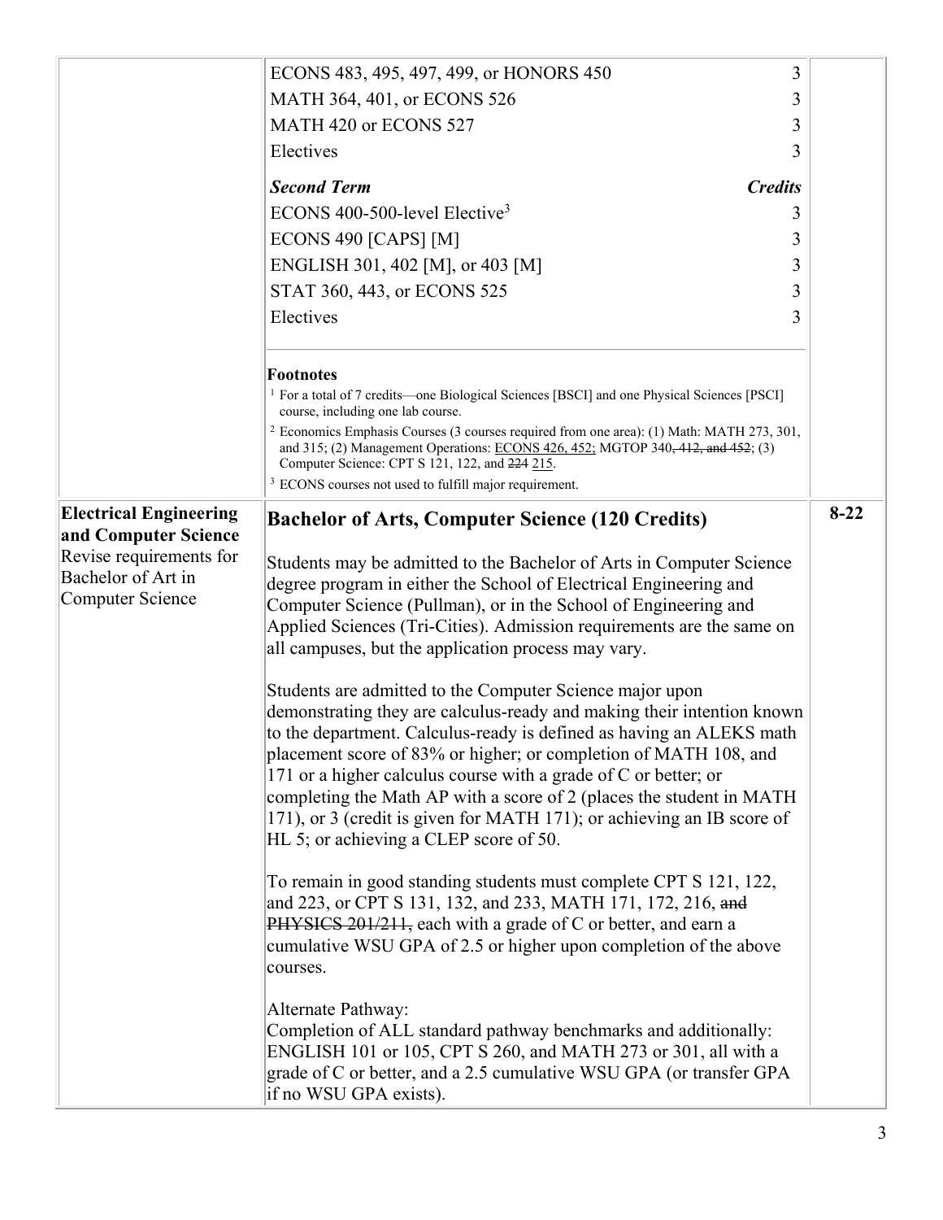| | | |
|---|---|---|
| | ECONS 483, 495, 497, 499, or HONORS 450 — 3<br>MATH 364, 401, or ECONS 526 — 3<br>MATH 420 or ECONS 527 — 3<br>Electives — 3<br><br>***Second Term*** — ***Credits***<br>ECONS 400-500-level Elective[3] — 3<br>ECONS 490 [CAPS] [M] — 3<br>ENGLISH 301, 402 [M], or 403 [M] — 3<br>STAT 360, 443, or ECONS 525 — 3<br>Electives — 3<br><br>**Footnotes**<br>[1] For a total of 7 credits—one Biological Sciences [BSCI] and one Physical Sciences [PSCI] course, including one lab course.<br>[2] Economics Emphasis Courses (3 courses required from one area): (1) Math: MATH 273, 301, and 315; (2) Management Operations: <u>ECONS 426, 452;</u> MGTOP 340~~, 412, and 452~~; (3) Computer Science: CPT S 121, 122, and ~~224~~ <u>215</u>.<br>[3] ECONS courses not used to fulfill major requirement. | |
| **Electrical Engineering and Computer Science**<br>Revise requirements for Bachelor of Art in Computer Science | **Bachelor of Arts, Computer Science (120 Credits)**<br><br>Students may be admitted to the Bachelor of Arts in Computer Science degree program in either the School of Electrical Engineering and Computer Science (Pullman), or in the School of Engineering and Applied Sciences (Tri-Cities). Admission requirements are the same on all campuses, but the application process may vary.<br><br>Students are admitted to the Computer Science major upon demonstrating they are calculus-ready and making their intention known to the department. Calculus-ready is defined as having an ALEKS math placement score of 83% or higher; or completion of MATH 108, and 171 or a higher calculus course with a grade of C or better; or completing the Math AP with a score of 2 (places the student in MATH 171), or 3 (credit is given for MATH 171); or achieving an IB score of HL 5; or achieving a CLEP score of 50.<br><br>To remain in good standing students must complete CPT S 121, 122, and 223, or CPT S 131, 132, and 233, MATH 171, 172, 216, ~~and PHYSICS 201/211,~~ each with a grade of C or better, and earn a cumulative WSU GPA of 2.5 or higher upon completion of the above courses.<br><br>Alternate Pathway:<br>Completion of ALL standard pathway benchmarks and additionally: ENGLISH 101 or 105, CPT S 260, and MATH 273 or 301, all with a grade of C or better, and a 2.5 cumulative WSU GPA (or transfer GPA if no WSU GPA exists). | 8-22 |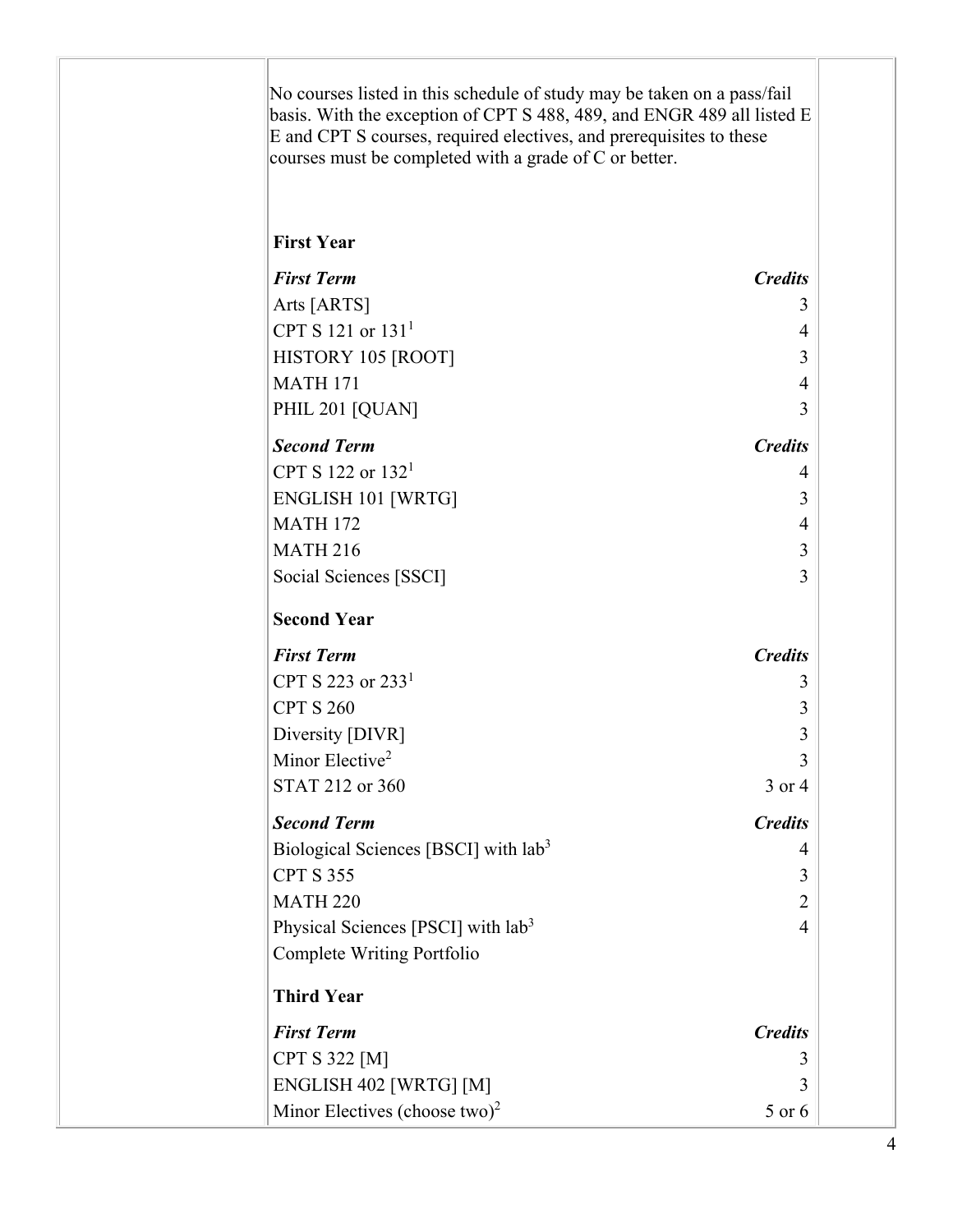No courses listed in this schedule of study may be taken on a pass/fail basis. With the exception of CPT S 488, 489, and ENGR 489 all listed E E and CPT S courses, required electives, and prerequisites to these courses must be completed with a grade of C or better.

### First Year

| *First Term* | *Credits* |
| --- | --- |
| Arts [ARTS] | 3 |
| CPT S 121 or 131[1] | 4 |
| HISTORY 105 [ROOT] | 3 |
| MATH 171 | 4 |
| PHIL 201 [QUAN] | 3 |

| *Second Term* | *Credits* |
| --- | --- |
| CPT S 122 or 132[1] | 4 |
| ENGLISH 101 [WRTG] | 3 |
| MATH 172 | 4 |
| MATH 216 | 3 |
| Social Sciences [SSCI] | 3 |

### Second Year

| *First Term* | *Credits* |
| --- | --- |
| CPT S 223 or 233[1] | 3 |
| CPT S 260 | 3 |
| Diversity [DIVR] | 3 |
| Minor Elective[2] | 3 |
| STAT 212 or 360 | 3 or 4 |

| *Second Term* | *Credits* |
| --- | --- |
| Biological Sciences [BSCI] with lab[3] | 4 |
| CPT S 355 | 3 |
| MATH 220 | 2 |
| Physical Sciences [PSCI] with lab[3] | 4 |
| Complete Writing Portfolio | |

### Third Year

| *First Term* | *Credits* |
| --- | --- |
| CPT S 322 [M] | 3 |
| ENGLISH 402 [WRTG] [M] | 3 |
| Minor Electives (choose two)[2] | 5 or 6 |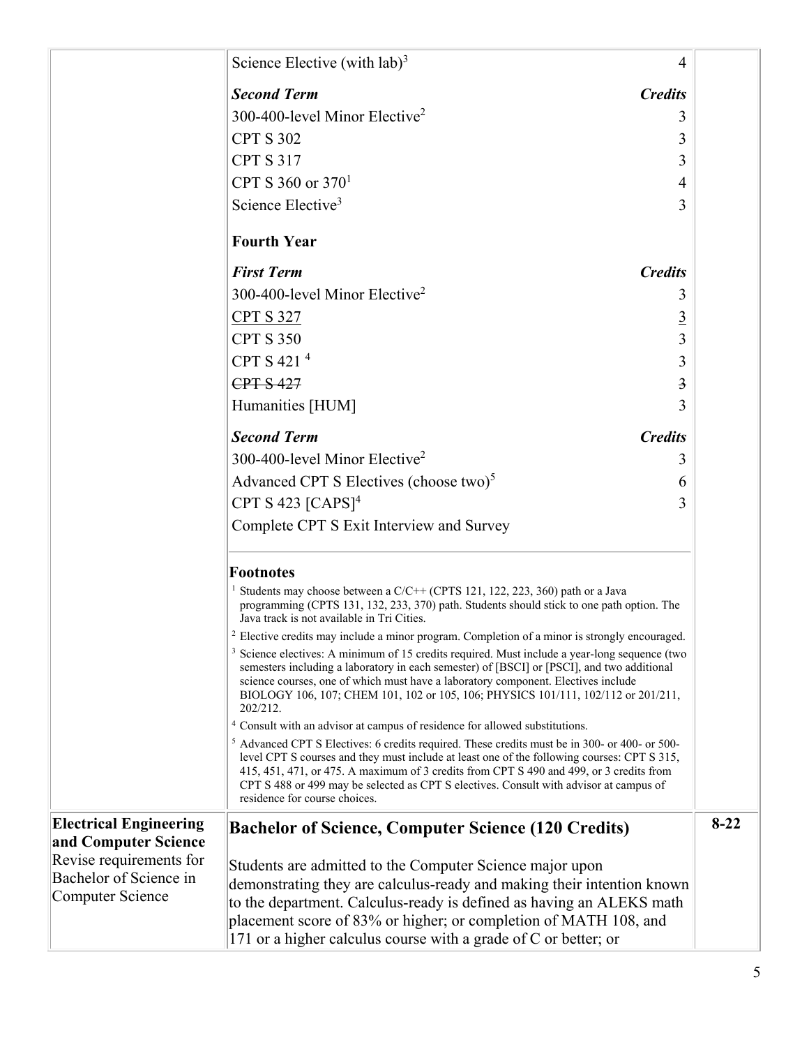| | | |
|---|---|---|
| | Science Elective (with lab)[3] 4<br><br>***Second Term*** ***Credits***<br>300-400-level Minor Elective[2] 3<br>CPT S 302 3<br>CPT S 317 3<br>CPT S 360 or 370[1] 4<br>Science Elective[3] 3<br><br>**Fourth Year**<br><br>***First Term*** ***Credits***<br>300-400-level Minor Elective[2] 3<br><u>CPT S 327</u> <u>3</u><br>CPT S 350 3<br>CPT S 421 [4] 3<br>~~CPT S 427~~ ~~3~~<br>Humanities [HUM] 3<br><br>***Second Term*** ***Credits***<br>300-400-level Minor Elective[2] 3<br>Advanced CPT S Electives (choose two)[5] 6<br>CPT S 423 [CAPS][4] 3<br>Complete CPT S Exit Interview and Survey<br><br>**Footnotes**<br>[1] Students may choose between a C/C++ (CPTS 121, 122, 223, 360) path or a Java programming (CPTS 131, 132, 233, 370) path. Students should stick to one path option. The Java track is not available in Tri Cities.<br>[2] Elective credits may include a minor program. Completion of a minor is strongly encouraged.<br>[3] Science electives: A minimum of 15 credits required. Must include a year-long sequence (two semesters including a laboratory in each semester) of [BSCI] or [PSCI], and two additional science courses, one of which must have a laboratory component. Electives include BIOLOGY 106, 107; CHEM 101, 102 or 105, 106; PHYSICS 101/111, 102/112 or 201/211, 202/212.<br>[4] Consult with an advisor at campus of residence for allowed substitutions.<br>[5] Advanced CPT S Electives: 6 credits required. These credits must be in 300- or 400- or 500-level CPT S courses and they must include at least one of the following courses: CPT S 315, 415, 451, 471, or 475. A maximum of 3 credits from CPT S 490 and 499, or 3 credits from CPT S 488 or 499 may be selected as CPT S electives. Consult with advisor at campus of residence for course choices. | |
| **Electrical Engineering and Computer Science**<br>Revise requirements for Bachelor of Science in Computer Science | **Bachelor of Science, Computer Science (120 Credits)**<br><br>Students are admitted to the Computer Science major upon demonstrating they are calculus-ready and making their intention known to the department. Calculus-ready is defined as having an ALEKS math placement score of 83% or higher; or completion of MATH 108, and 171 or a higher calculus course with a grade of C or better; or | **8-22** |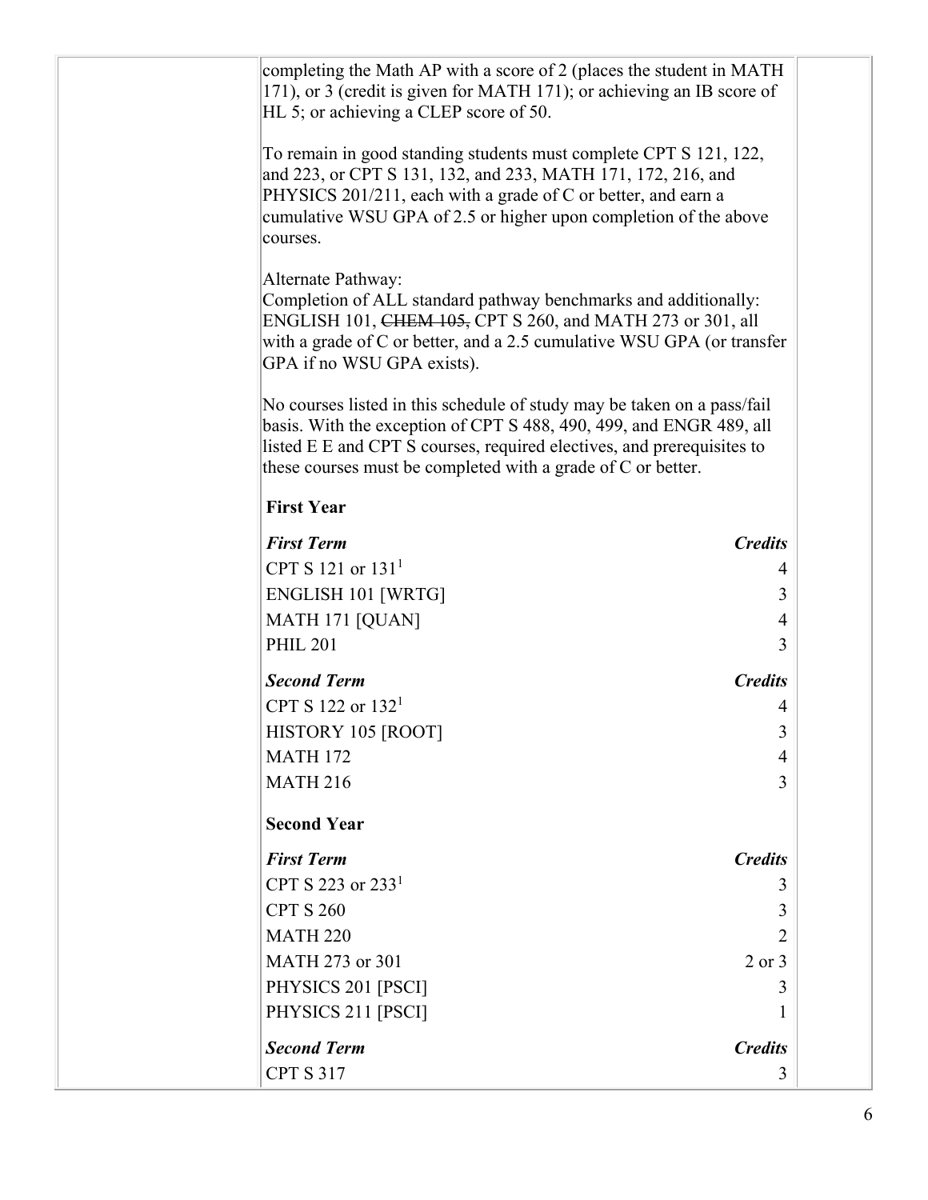completing the Math AP with a score of 2 (places the student in MATH 171), or 3 (credit is given for MATH 171); or achieving an IB score of HL 5; or achieving a CLEP score of 50.

To remain in good standing students must complete CPT S 121, 122, and 223, or CPT S 131, 132, and 233, MATH 171, 172, 216, and PHYSICS 201/211, each with a grade of C or better, and earn a cumulative WSU GPA of 2.5 or higher upon completion of the above courses.

Alternate Pathway:
Completion of ALL standard pathway benchmarks and additionally: ENGLISH 101, ~~CHEM 105,~~ CPT S 260, and MATH 273 or 301, all with a grade of C or better, and a 2.5 cumulative WSU GPA (or transfer GPA if no WSU GPA exists).

No courses listed in this schedule of study may be taken on a pass/fail basis. With the exception of CPT S 488, 490, 499, and ENGR 489, all listed E E and CPT S courses, required electives, and prerequisites to these courses must be completed with a grade of C or better.

**First Year**

| ***First Term*** | ***Credits*** |
|---|---|
| CPT S 121 or 131[1] | 4 |
| ENGLISH 101 [WRTG] | 3 |
| MATH 171 [QUAN] | 4 |
| PHIL 201 | 3 |

| ***Second Term*** | ***Credits*** |
|---|---|
| CPT S 122 or 132[1] | 4 |
| HISTORY 105 [ROOT] | 3 |
| MATH 172 | 4 |
| MATH 216 | 3 |

**Second Year**

| ***First Term*** | ***Credits*** |
|---|---|
| CPT S 223 or 233[1] | 3 |
| CPT S 260 | 3 |
| MATH 220 | 2 |
| MATH 273 or 301 | 2 or 3 |
| PHYSICS 201 [PSCI] | 3 |
| PHYSICS 211 [PSCI] | 1 |

| ***Second Term*** | ***Credits*** |
|---|---|
| CPT S 317 | 3 |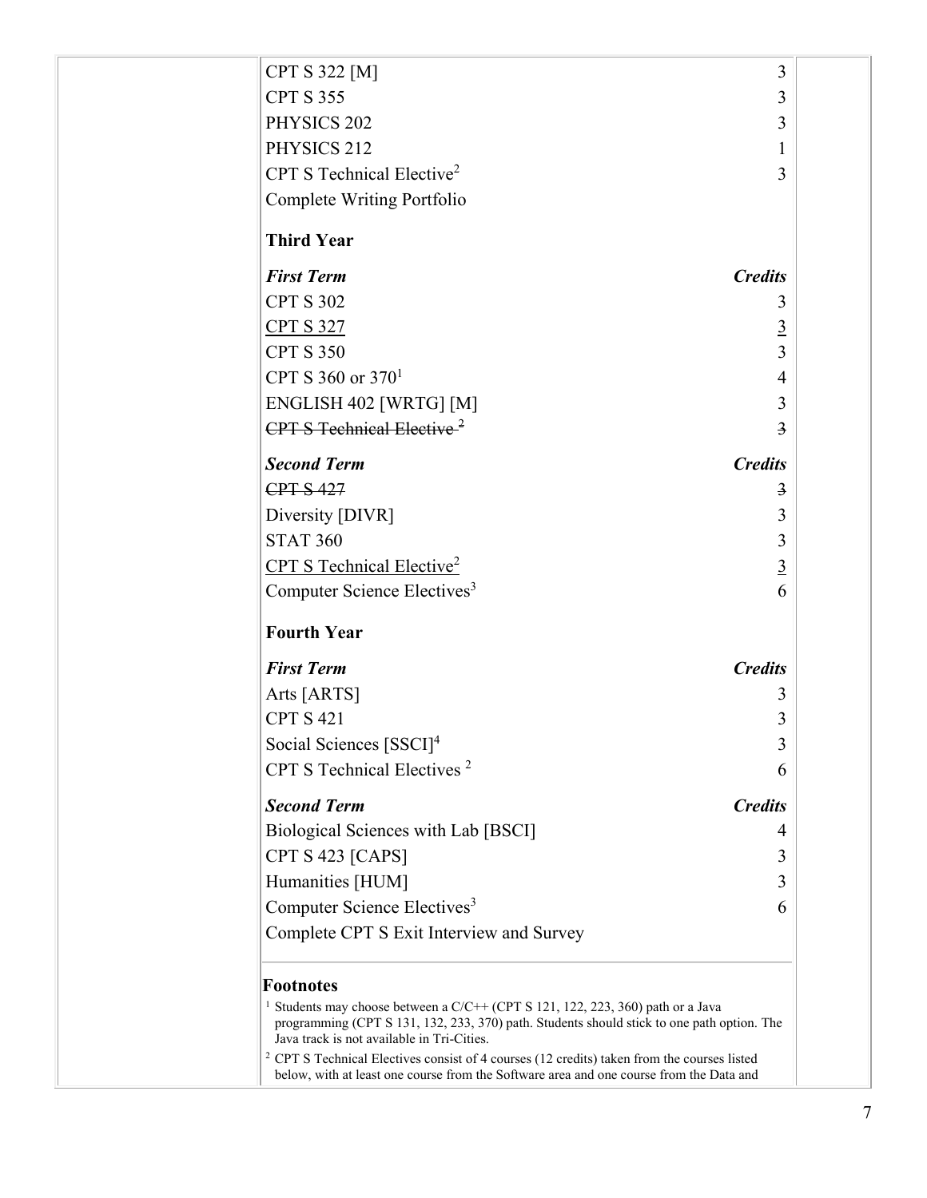| | |
|---|---|
| CPT S 322 [M] | 3 |
| CPT S 355 | 3 |
| PHYSICS 202 | 3 |
| PHYSICS 212 | 1 |
| CPT S Technical Elective[2] | 3 |
| Complete Writing Portfolio | |

### Third Year

| ***First Term*** | ***Credits*** |
|---|---|
| CPT S 302 | 3 |
| <u>CPT S 327</u> | <u>3</u> |
| CPT S 350 | 3 |
| CPT S 360 or 370[1] | 4 |
| ENGLISH 402 [WRTG] [M] | 3 |
| ~~CPT S Technical Elective [2]~~ | ~~3~~ |

| ***Second Term*** | ***Credits*** |
|---|---|
| ~~CPT S 427~~ | ~~3~~ |
| Diversity [DIVR] | 3 |
| STAT 360 | 3 |
| <u>CPT S Technical Elective[2]</u> | <u>3</u> |
| Computer Science Electives[3] | 6 |

### Fourth Year

| ***First Term*** | ***Credits*** |
|---|---|
| Arts [ARTS] | 3 |
| CPT S 421 | 3 |
| Social Sciences [SSCI][4] | 3 |
| CPT S Technical Electives [2] | 6 |

| ***Second Term*** | ***Credits*** |
|---|---|
| Biological Sciences with Lab [BSCI] | 4 |
| CPT S 423 [CAPS] | 3 |
| Humanities [HUM] | 3 |
| Computer Science Electives[3] | 6 |
| Complete CPT S Exit Interview and Survey | |

### Footnotes

[1] Students may choose between a C/C++ (CPT S 121, 122, 223, 360) path or a Java programming (CPT S 131, 132, 233, 370) path. Students should stick to one path option. The Java track is not available in Tri-Cities.

[2] CPT S Technical Electives consist of 4 courses (12 credits) taken from the courses listed below, with at least one course from the Software area and one course from the Data and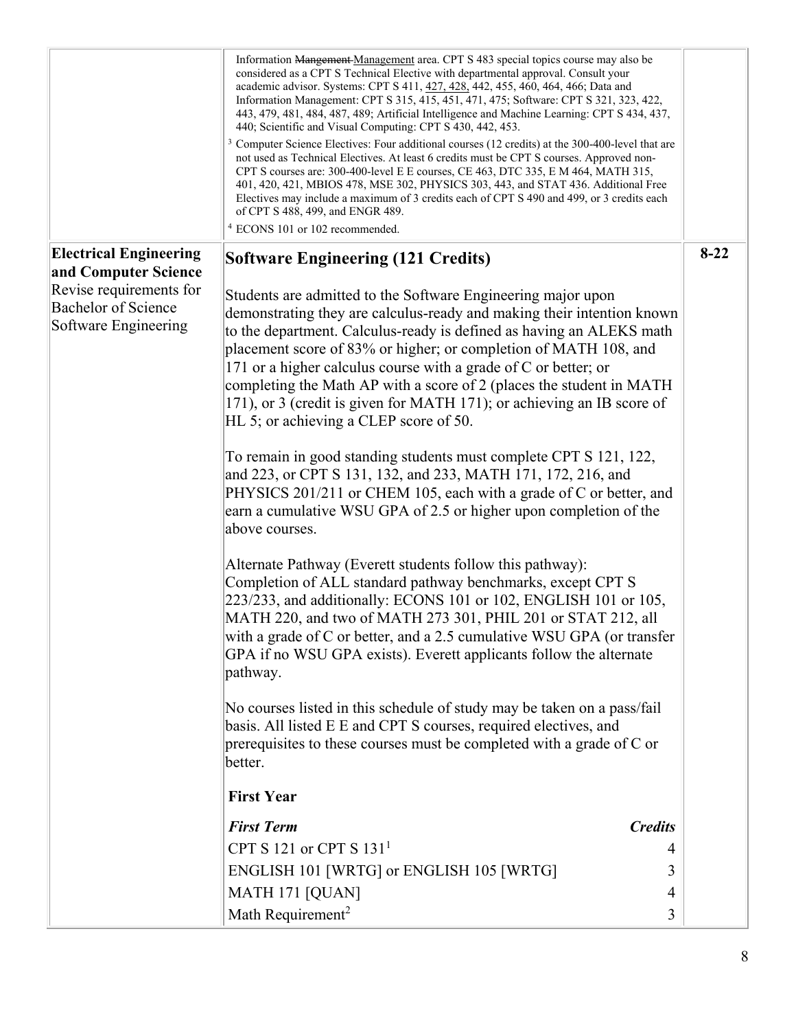| | | |
|---|---|---|
| | Information ~~Mangement~~ Management area. CPT S 483 special topics course may also be considered as a CPT S Technical Elective with departmental approval. Consult your academic advisor. Systems: CPT S 411, 427, 428, 442, 455, 460, 464, 466; Data and Information Management: CPT S 315, 415, 451, 471, 475; Software: CPT S 321, 323, 422, 443, 479, 481, 484, 487, 489; Artificial Intelligence and Machine Learning: CPT S 434, 437, 440; Scientific and Visual Computing: CPT S 430, 442, 453.<br>[3] Computer Science Electives: Four additional courses (12 credits) at the 300-400-level that are not used as Technical Electives. At least 6 credits must be CPT S courses. Approved non-CPT S courses are: 300-400-level E E courses, CE 463, DTC 335, E M 464, MATH 315, 401, 420, 421, MBIOS 478, MSE 302, PHYSICS 303, 443, and STAT 436. Additional Free Electives may include a maximum of 3 credits each of CPT S 490 and 499, or 3 credits each of CPT S 488, 499, and ENGR 489.<br>[4] ECONS 101 or 102 recommended. | |
| **Electrical Engineering and Computer Science**<br>Revise requirements for Bachelor of Science Software Engineering | **Software Engineering (121 Credits)**<br><br>Students are admitted to the Software Engineering major upon demonstrating they are calculus-ready and making their intention known to the department. Calculus-ready is defined as having an ALEKS math placement score of 83% or higher; or completion of MATH 108, and 171 or a higher calculus course with a grade of C or better; or completing the Math AP with a score of 2 (places the student in MATH 171), or 3 (credit is given for MATH 171); or achieving an IB score of HL 5; or achieving a CLEP score of 50.<br><br>To remain in good standing students must complete CPT S 121, 122, and 223, or CPT S 131, 132, and 233, MATH 171, 172, 216, and PHYSICS 201/211 or CHEM 105, each with a grade of C or better, and earn a cumulative WSU GPA of 2.5 or higher upon completion of the above courses.<br><br>Alternate Pathway (Everett students follow this pathway): Completion of ALL standard pathway benchmarks, except CPT S 223/233, and additionally: ECONS 101 or 102, ENGLISH 101 or 105, MATH 220, and two of MATH 273 301, PHIL 201 or STAT 212, all with a grade of C or better, and a 2.5 cumulative WSU GPA (or transfer GPA if no WSU GPA exists). Everett applicants follow the alternate pathway.<br><br>No courses listed in this schedule of study may be taken on a pass/fail basis. All listed E E and CPT S courses, required electives, and prerequisites to these courses must be completed with a grade of C or better.<br><br>**First Year**<br><br>***First Term*** — ***Credits***<br>CPT S 121 or CPT S 131[1] — 4<br>ENGLISH 101 [WRTG] or ENGLISH 105 [WRTG] — 3<br>MATH 171 [QUAN] — 4<br>Math Requirement[2] — 3 | 8-22 |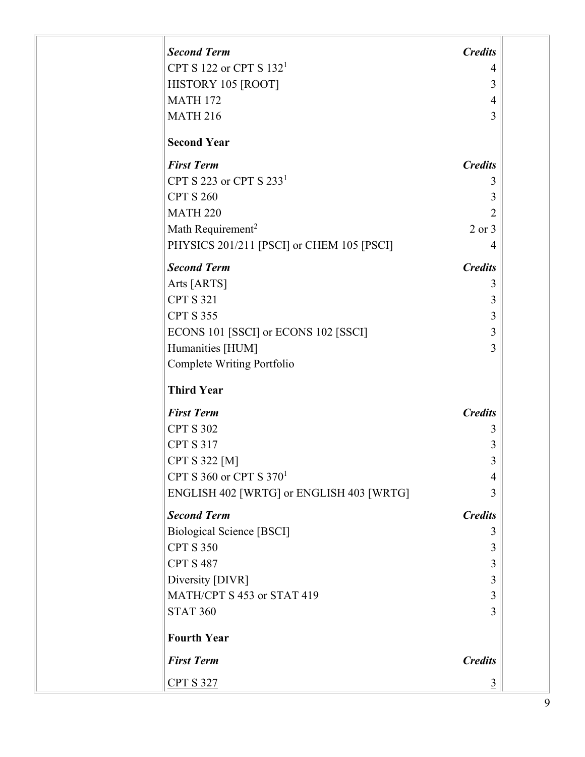| *Second Term* | *Credits* |
| --- | --- |
| CPT S 122 or CPT S 132[1] | 4 |
| HISTORY 105 [ROOT] | 3 |
| MATH 172 | 4 |
| MATH 216 | 3 |

**Second Year**

| *First Term* | *Credits* |
| --- | --- |
| CPT S 223 or CPT S 233[1] | 3 |
| CPT S 260 | 3 |
| MATH 220 | 2 |
| Math Requirement[2] | 2 or 3 |
| PHYSICS 201/211 [PSCI] or CHEM 105 [PSCI] | 4 |

| *Second Term* | *Credits* |
| --- | --- |
| Arts [ARTS] | 3 |
| CPT S 321 | 3 |
| CPT S 355 | 3 |
| ECONS 101 [SSCI] or ECONS 102 [SSCI] | 3 |
| Humanities [HUM] | 3 |
| Complete Writing Portfolio | |

**Third Year**

| *First Term* | *Credits* |
| --- | --- |
| CPT S 302 | 3 |
| CPT S 317 | 3 |
| CPT S 322 [M] | 3 |
| CPT S 360 or CPT S 370[1] | 4 |
| ENGLISH 402 [WRTG] or ENGLISH 403 [WRTG] | 3 |

| *Second Term* | *Credits* |
| --- | --- |
| Biological Science [BSCI] | 3 |
| CPT S 350 | 3 |
| CPT S 487 | 3 |
| Diversity [DIVR] | 3 |
| MATH/CPT S 453 or STAT 419 | 3 |
| STAT 360 | 3 |

**Fourth Year**

| *First Term* | *Credits* |
| --- | --- |
| CPT S 327 | 3 |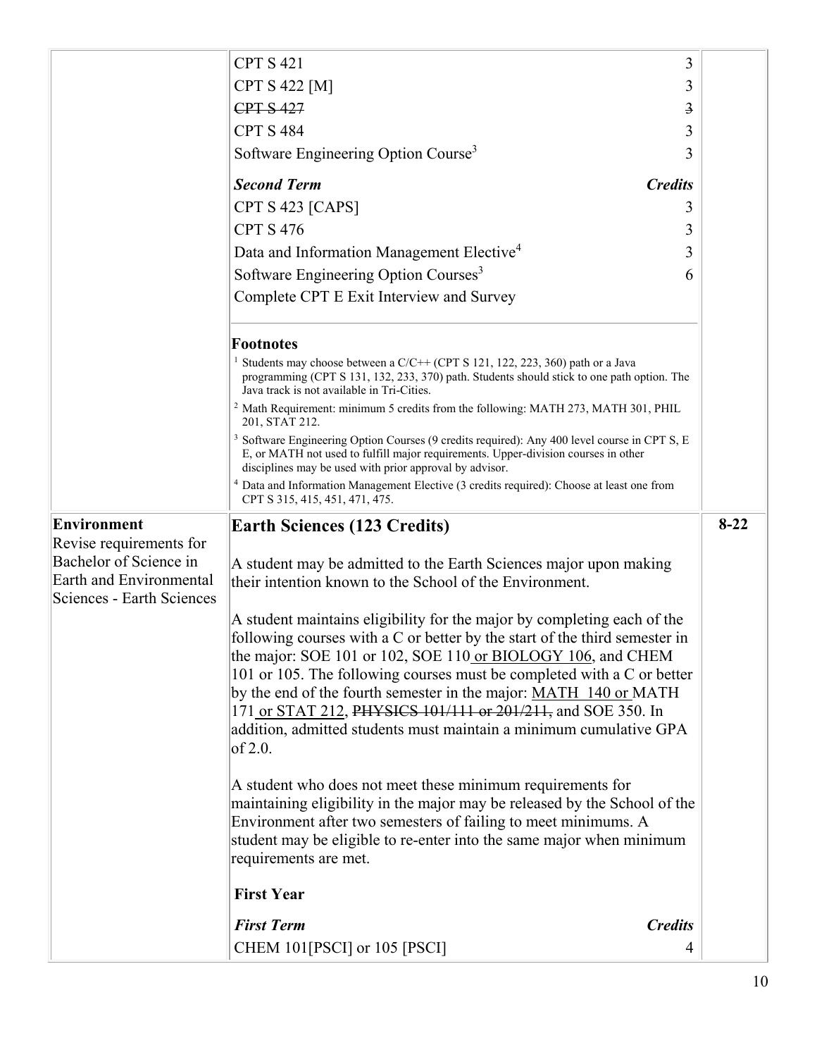| | | |
|---|---|---|
| | CPT S 421 — 3<br>CPT S 422 [M] — 3<br>~~CPT S 427 — 3~~<br>CPT S 484 — 3<br>Software Engineering Option Course[3] — 3<br><br>***Second Term*** — ***Credits***<br>CPT S 423 [CAPS] — 3<br>CPT S 476 — 3<br>Data and Information Management Elective[4] — 3<br>Software Engineering Option Courses[3] — 6<br>Complete CPT E Exit Interview and Survey<br><br>**Footnotes**<br>[1] Students may choose between a C/C++ (CPT S 121, 122, 223, 360) path or a Java programming (CPT S 131, 132, 233, 370) path. Students should stick to one path option. The Java track is not available in Tri-Cities.<br>[2] Math Requirement: minimum 5 credits from the following: MATH 273, MATH 301, PHIL 201, STAT 212.<br>[3] Software Engineering Option Courses (9 credits required): Any 400 level course in CPT S, E E, or MATH not used to fulfill major requirements. Upper-division courses in other disciplines may be used with prior approval by advisor.<br>[4] Data and Information Management Elective (3 credits required): Choose at least one from CPT S 315, 415, 451, 471, 475. | |
| **Environment**<br>Revise requirements for Bachelor of Science in Earth and Environmental Sciences - Earth Sciences | **Earth Sciences (123 Credits)**<br><br>A student may be admitted to the Earth Sciences major upon making their intention known to the School of the Environment.<br><br>A student maintains eligibility for the major by completing each of the following courses with a C or better by the start of the third semester in the major: SOE 101 or 102, SOE 110 <u>or BIOLOGY 106</u>, and CHEM 101 or 105. The following courses must be completed with a C or better by the end of the fourth semester in the major: <u>MATH 140 or</u> MATH 171 <u>or STAT 212</u>, ~~PHYSICS 101/111 or 201/211,~~ and SOE 350. In addition, admitted students must maintain a minimum cumulative GPA of 2.0.<br><br>A student who does not meet these minimum requirements for maintaining eligibility in the major may be released by the School of the Environment after two semesters of failing to meet minimums. A student may be eligible to re-enter into the same major when minimum requirements are met.<br><br>**First Year**<br><br>***First Term*** — ***Credits***<br>CHEM 101[PSCI] or 105 [PSCI] — 4 | 8-22 |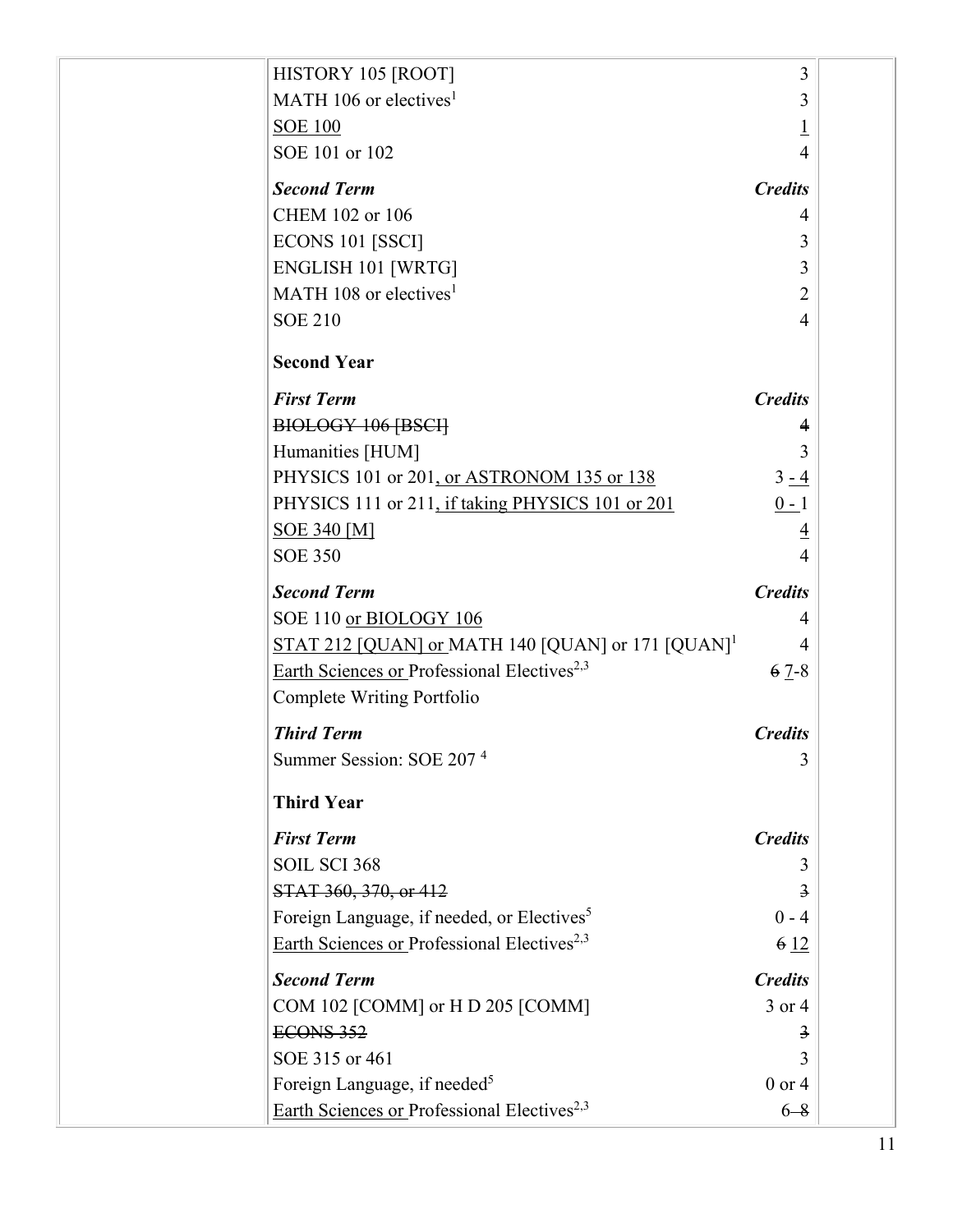| Course | Credits |
|---|---|
| HISTORY 105 [ROOT] | 3 |
| MATH 106 or electives[1] | 3 |
| <u>SOE 100</u> | <u>1</u> |
| SOE 101 or 102 | 4 |
| ***Second Term*** | ***Credits*** |
| CHEM 102 or 106 | 4 |
| ECONS 101 [SSCI] | 3 |
| ENGLISH 101 [WRTG] | 3 |
| MATH 108 or electives[1] | 2 |
| SOE 210 | 4 |
| **Second Year** | |
| ***First Term*** | ***Credits*** |
| ~~BIOLOGY 106 [BSCI]~~ | ~~4~~ |
| Humanities [HUM] | 3 |
| PHYSICS 101 or 201<u>, or ASTRONOM 135 or 138</u> | 3 <u>- 4</u> |
| PHYSICS 111 or 211<u>, if taking PHYSICS 101 or 201</u> | <u>0 -</u> 1 |
| <u>SOE 340 [M]</u> | <u>4</u> |
| SOE 350 | 4 |
| ***Second Term*** | ***Credits*** |
| SOE 110 <u>or BIOLOGY 106</u> | 4 |
| <u>STAT 212 [QUAN] or</u> MATH 140 [QUAN] or 171 [QUAN][1] | 4 |
| <u>Earth Sciences or</u> Professional Electives[2,3] | ~~6~~ <u>7</u>-8 |
| Complete Writing Portfolio | |
| ***Third Term*** | ***Credits*** |
| Summer Session: SOE 207 [4] | 3 |
| **Third Year** | |
| ***First Term*** | ***Credits*** |
| SOIL SCI 368 | 3 |
| ~~STAT 360, 370, or 412~~ | ~~3~~ |
| Foreign Language, if needed, or Electives[5] | 0 - 4 |
| <u>Earth Sciences or</u> Professional Electives[2,3] | ~~6~~ <u>12</u> |
| ***Second Term*** | ***Credits*** |
| COM 102 [COMM] or H D 205 [COMM] | 3 or 4 |
| ~~ECONS 352~~ | ~~3~~ |
| SOE 315 or 461 | 3 |
| Foreign Language, if needed[5] | 0 or 4 |
| <u>Earth Sciences or</u> Professional Electives[2,3] | 6~~-8~~ |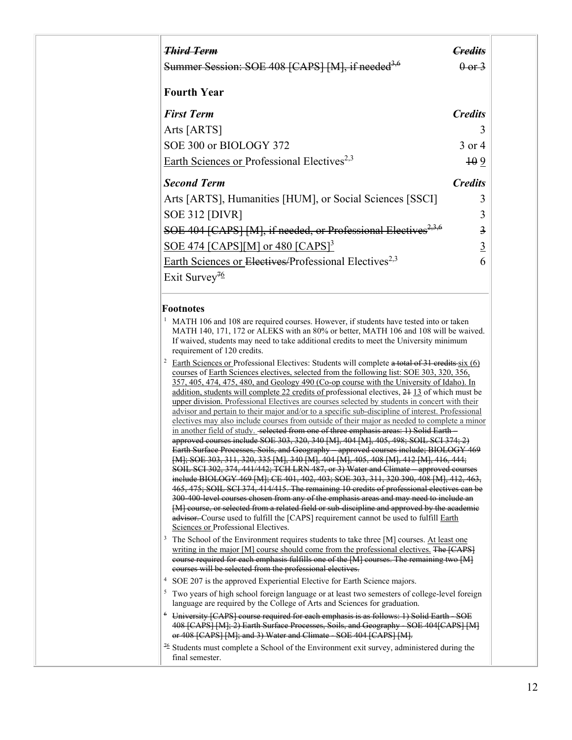| ~~*Third Term*~~ | ~~*Credits*~~ |
|---|---|
| ~~Summer Session: SOE 408 [CAPS] [M], if needed[3,6]~~ | ~~0 or 3~~ |

**Fourth Year**

| *First Term* | *Credits* |
|---|---|
| Arts [ARTS] | 3 |
| SOE 300 or BIOLOGY 372 | 3 or 4 |
| <u>Earth Sciences or</u> Professional Electives[2,3] | ~~10~~ <u>9</u> |

| *Second Term* | *Credits* |
|---|---|
| Arts [ARTS], Humanities [HUM], or Social Sciences [SSCI] | 3 |
| SOE 312 [DIVR] | 3 |
| ~~SOE 404 [CAPS] [M], if needed, or Professional Electives[2,3,6]~~ | ~~3~~ |
| <u>SOE 474 [CAPS][M] or 480 [CAPS][3]</u> | <u>3</u> |
| <u>Earth Sciences or</u> ~~Electives/~~Professional Electives[2,3] | 6 |
| Exit Survey~~[7]~~<u>[6]</u> | |

**Footnotes**

[1] MATH 106 and 108 are required courses. However, if students have tested into or taken MATH 140, 171, 172 or ALEKS with an 80% or better, MATH 106 and 108 will be waived. If waived, students may need to take additional credits to meet the University minimum requirement of 120 credits.

[2] <u>Earth Sciences or</u> Professional Electives: Students will complete ~~a total of 31 credits~~ <u>six (6) courses</u> of <u>Earth Sciences electives, selected from the following list: SOE 303, 320, 356, 357, 405, 474, 475, 480, and Geology 490 (Co-op course with the University of Idaho). In addition, students will complete 22 credits of</u> professional electives, ~~21~~ <u>13</u> of which must be <u>upper division.</u> <u>Professional Electives are courses selected by students in concert with their advisor and pertain to their major and/or to a specific sub-discipline of interest. Professional electives may also include courses from outside of their major as needed to complete a minor in another field of study.</u> ~~selected from one of three emphasis areas: 1) Solid Earth – approved courses include SOE 303, 320, 340 [M], 404 [M], 405, 498; SOIL SCI 374; 2) Earth Surface Processes, Soils, and Geography – approved courses include; BIOLOGY 469 [M]; SOE 303, 311, 320, 335 [M], 340 [M], 404 [M], 405, 408 [M], 412 [M], 416, 444; SOIL SCI 302, 374, 441/442; TCH LRN 487, or 3) Water and Climate – approved courses include BIOLOGY 469 [M]; CE 401, 402, 403; SOE 303, 311, 320 390, 408 [M], 412, 463, 465, 475; SOIL SCI 374, 414/415. The remaining 10 credits of professional electives can be 300-400-level courses chosen from any of the emphasis areas and may need to include an [M] course, or selected from a related field or sub-discipline and approved by the academic advisor.~~ Course used to fulfill the [CAPS] requirement cannot be used to fulfill <u>Earth Sciences or</u> Professional Electives.

[3] The School of the Environment requires students to take three [M] courses. <u>At least one writing in the major [M] course should come from the professional electives.</u> ~~The [CAPS] course required for each emphasis fulfills one of the [M] courses. The remaining two [M] courses will be selected from the professional electives.~~

[4] SOE 207 is the approved Experiential Elective for Earth Science majors.

[5] Two years of high school foreign language or at least two semesters of college-level foreign language are required by the College of Arts and Sciences for graduation.

~~[6] University [CAPS] course required for each emphasis is as follows: 1) Solid Earth - SOE 408 [CAPS] [M]; 2) Earth Surface Processes, Soils, and Geography - SOE 404[CAPS] [M] or 408 [CAPS] [M]; and 3) Water and Climate - SOE 404 [CAPS] [M].~~

~~[7]~~<u>[6]</u> Students must complete a School of the Environment exit survey, administered during the final semester.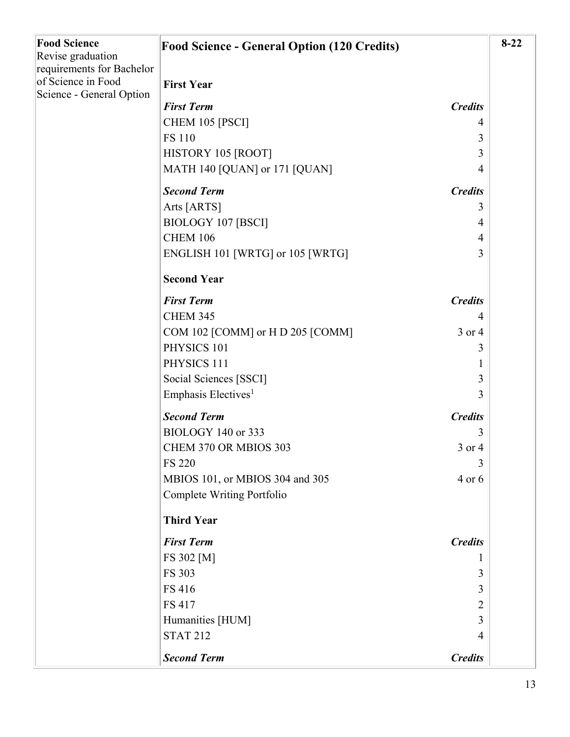| Food Science | Food Science - General Option (120 Credits) | | 8-22 |
|---|---|---|---|
| Revise graduation requirements for Bachelor of Science in Food Science - General Option | | | |
| | **First Year** | | |
| | ***First Term*** | ***Credits*** | |
| | CHEM 105 [PSCI] | 4 | |
| | FS 110 | 3 | |
| | HISTORY 105 [ROOT] | 3 | |
| | MATH 140 [QUAN] or 171 [QUAN] | 4 | |
| | ***Second Term*** | ***Credits*** | |
| | Arts [ARTS] | 3 | |
| | BIOLOGY 107 [BSCI] | 4 | |
| | CHEM 106 | 4 | |
| | ENGLISH 101 [WRTG] or 105 [WRTG] | 3 | |
| | **Second Year** | | |
| | ***First Term*** | ***Credits*** | |
| | CHEM 345 | 4 | |
| | COM 102 [COMM] or H D 205 [COMM] | 3 or 4 | |
| | PHYSICS 101 | 3 | |
| | PHYSICS 111 | 1 | |
| | Social Sciences [SSCI] | 3 | |
| | Emphasis Electives[1] | 3 | |
| | ***Second Term*** | ***Credits*** | |
| | BIOLOGY 140 or 333 | 3 | |
| | CHEM 370 OR MBIOS 303 | 3 or 4 | |
| | FS 220 | 3 | |
| | MBIOS 101, or MBIOS 304 and 305 | 4 or 6 | |
| | Complete Writing Portfolio | | |
| | **Third Year** | | |
| | ***First Term*** | ***Credits*** | |
| | FS 302 [M] | 1 | |
| | FS 303 | 3 | |
| | FS 416 | 3 | |
| | FS 417 | 2 | |
| | Humanities [HUM] | 3 | |
| | STAT 212 | 4 | |
| | ***Second Term*** | ***Credits*** | |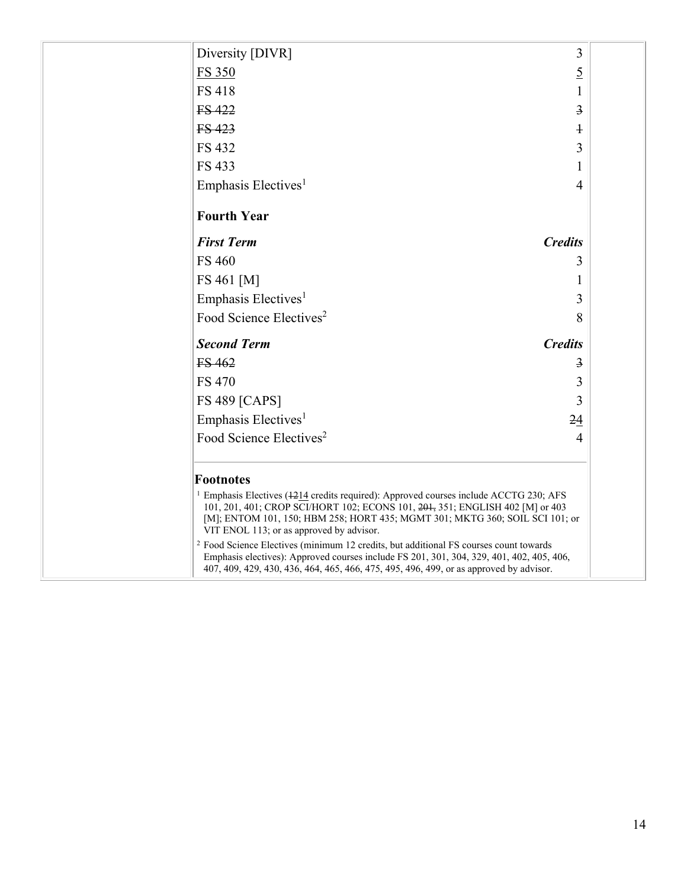| | |
|---|---|
| Diversity [DIVR] | 3 |
| <u>FS 350</u> | <u>5</u> |
| FS 418 | 1 |
| ~~FS 422~~ | ~~3~~ |
| ~~FS 423~~ | ~~1~~ |
| FS 432 | 3 |
| FS 433 | 1 |
| Emphasis Electives[1] | 4 |

**Fourth Year**

| ***First Term*** | ***Credits*** |
|---|---|
| FS 460 | 3 |
| FS 461 [M] | 1 |
| Emphasis Electives[1] | 3 |
| Food Science Electives[2] | 8 |

| ***Second Term*** | ***Credits*** |
|---|---|
| ~~FS 462~~ | ~~3~~ |
| FS 470 | 3 |
| FS 489 [CAPS] | 3 |
| Emphasis Electives[1] | ~~2~~<u>4</u> |
| Food Science Electives[2] | 4 |

**Footnotes**

[1] Emphasis Electives (~~12~~<u>14</u> credits required): Approved courses include ACCTG 230; AFS 101, 201, 401; CROP SCI/HORT 102; ECONS 101, ~~201,~~ 351; ENGLISH 402 [M] or 403 [M]; ENTOM 101, 150; HBM 258; HORT 435; MGMT 301; MKTG 360; SOIL SCI 101; or VIT ENOL 113; or as approved by advisor.

[2] Food Science Electives (minimum 12 credits, but additional FS courses count towards Emphasis electives): Approved courses include FS 201, 301, 304, 329, 401, 402, 405, 406, 407, 409, 429, 430, 436, 464, 465, 466, 475, 495, 496, 499, or as approved by advisor.